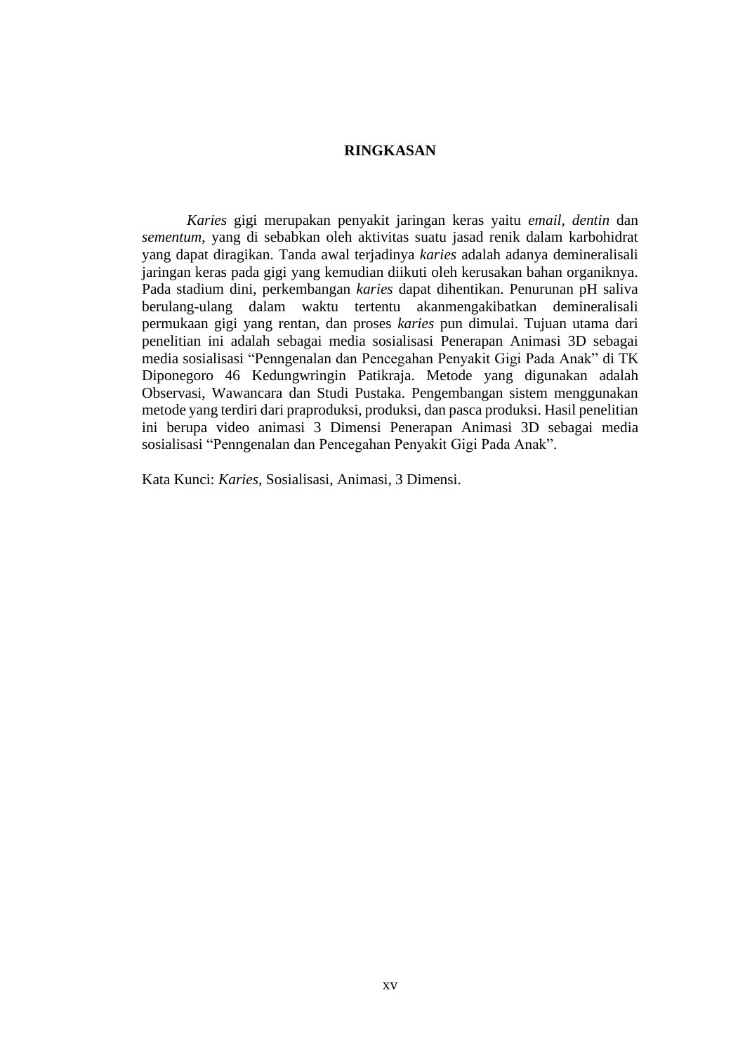# RINGKASAN

*Karies* gigi merupakan penyakit jaringan keras yaitu *email*, *dentin* dan *sementum*, yang di sebabkan oleh aktivitas suatu jasad renik dalam karbohidrat yang dapat diragikan. Tanda awal terjadinya *karies* adalah adanya demineralisali jaringan keras pada gigi yang kemudian diikuti oleh kerusakan bahan organiknya. Pada stadium dini, perkembangan *karies* dapat dihentikan. Penurunan pH saliva berulang-ulang dalam waktu tertentu akanmengakibatkan demineralisali permukaan gigi yang rentan, dan proses *karies* pun dimulai. Tujuan utama dari penelitian ini adalah sebagai media sosialisasi Penerapan Animasi 3D sebagai media sosialisasi "Penngenalan dan Pencegahan Penyakit Gigi Pada Anak" di TK Diponegoro 46 Kedungwringin Patikraja. Metode yang digunakan adalah Observasi, Wawancara dan Studi Pustaka. Pengembangan sistem menggunakan metode yang terdiri dari praproduksi, produksi, dan pasca produksi. Hasil penelitian ini berupa video animasi 3 Dimensi Penerapan Animasi 3D sebagai media sosialisasi "Penngenalan dan Pencegahan Penyakit Gigi Pada Anak".

Kata Kunci: *Karies*, Sosialisasi, Animasi, 3 Dimensi.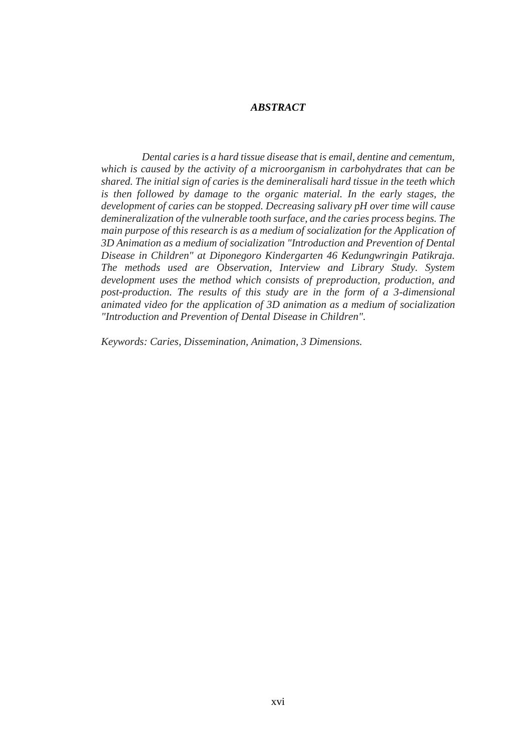# *ABSTRACT*

*Dental caries is a hard tissue disease that is email, dentine and cementum, which is caused by the activity of a microorganism in carbohydrates that can be shared. The initial sign of caries is the demineralisali hard tissue in the teeth which is then followed by damage to the organic material. In the early stages, the development of caries can be stopped. Decreasing salivary pH over time will cause demineralization of the vulnerable tooth surface, and the caries process begins. The main purpose of this research is as a medium of socialization for the Application of 3D Animation as a medium of socialization "Introduction and Prevention of Dental Disease in Children" at Diponegoro Kindergarten 46 Kedungwringin Patikraja. The methods used are Observation, Interview and Library Study. System development uses the method which consists of preproduction, production, and post-production. The results of this study are in the form of a 3-dimensional animated video for the application of 3D animation as a medium of socialization "Introduction and Prevention of Dental Disease in Children".*

*Keywords: Caries, Dissemination, Animation, 3 Dimensions.*